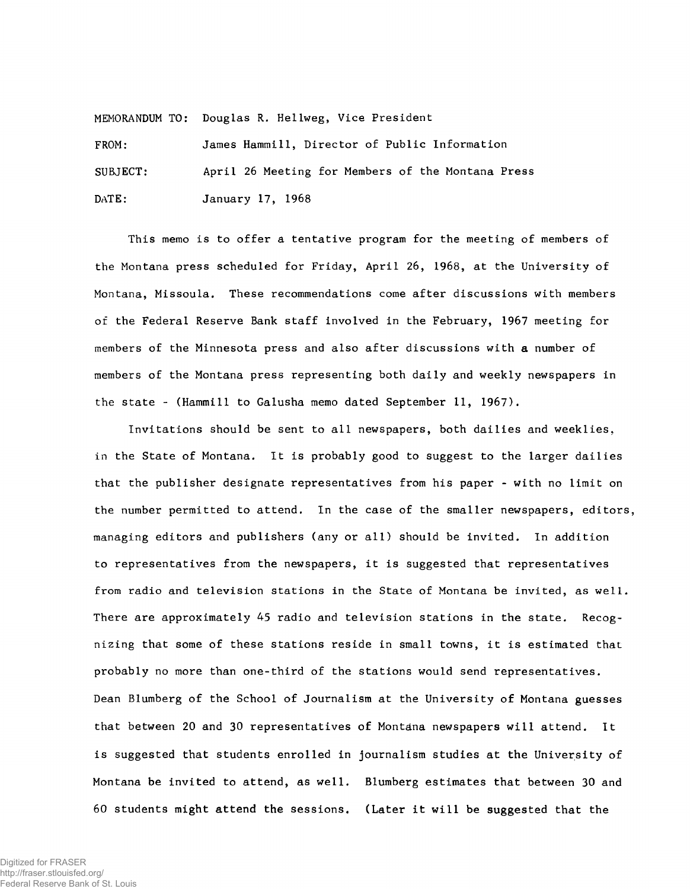MEMORANDUM TO: Douglas R. Hellweg, Vice President

FROM: James Hammill, Director of Public Information

SUBJECT: April 26 Meeting for Members of the Montana Press

DATE: January 17, 1968

This memo is to offer a tentative program for the meeting of members of the Montana press scheduled for Friday, April 26, 1968, at the University of Montana, Missoula. These recommendations come after discussions with members of the Federal Reserve Bank staff involved in the February, 1967 meeting for members of the Minnesota press and also after discussions with a number of members of the Montana press representing both daily and weekly newspapers in the state - (Hammill to Galusha memo dated September 11, 1967).

Invitations should be sent to all newspapers, both dailies and weeklies, in the State of Montana. It is probably good to suggest to the larger dailies that the publisher designate representatives from his paper - with no limit on the number permitted to attend. In the case of the smaller newspapers, editors, managing editors and publishers (any or all) should be invited. In addition to representatives from the newspapers, it is suggested that representatives from radio and television stations in the State of Montana be invited, as well. There are approximately 45 radio and television stations in the state. Recognizing that some of these stations reside in small towns, it is estimated that probably no more than one-third of the stations would send representatives. Dean Blumberg of the School of Journalism at the University of Montana guesses that between 20 and 30 representatives of Montana newspapers will attend. It is suggested that students enrolled in journalism studies at the University of Montana be invited to attend, as well. Blumberg estimates that between 30 and 60 students might attend the sessions. (Later it will be suggested that the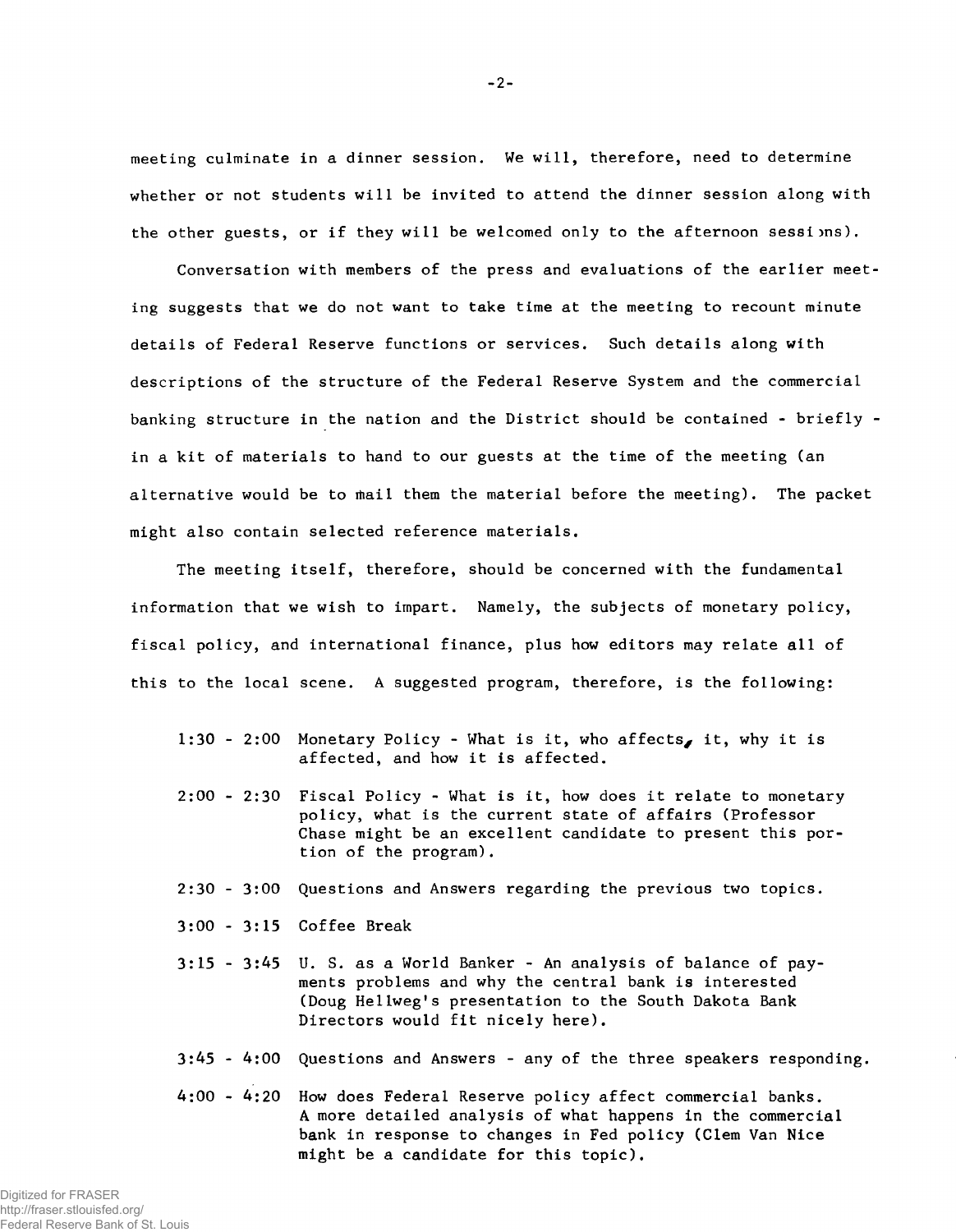meeting culminate in a dinner session. We will, therefore, need to determine whether or not students will be invited to attend the dinner session along with the other guests, or if they will be welcomed only to the afternoon sessions).

Conversation with members of the press and evaluations of the earlier meeting suggests that we do not want to take time at the meeting to recount minute details of Federal Reserve functions or services. Such details along with descriptions of the structure of the Federal Reserve System and the commercial banking structure in the nation and the District should be contained - briefly - in a kit of materials to hand to our guests at the time of the meeting (an alternative would be to mail them the material before the meeting). The packet might also contain selected reference materials.

The meeting itself, therefore, should be concerned with the fundamental information that we wish to impart. Namely, the subjects of monetary policy, fiscal policy, and international finance, plus how editors may relate all of this to the local scene. A suggested program, therefore, is the following:

1:30 - 2:00 Monetary Policy - What is it, who affects it, why it is affected, and how it is affected.

2:00 - 2:30 Fiscal Policy - What is it, how does it relate to monetary policy, what is the current state of affairs (Professor Chase might be an excellent candidate to present this portion of the program).

2:30 - 3:00 Questions and Answers regarding the previous two topics.

3:00 - 3:15 Coffee Break

3:15 - 3:45 U. S. as a World Banker - An analysis of balance of payments problems and why the central bank is interested (Doug Hellweg's presentation to the South Dakota Bank Directors would fit nicely here).

3:45 - 4:00 Questions and Answers - any of the three speakers responding.

4:00 - 4:20 How does Federal Reserve policy affect commercial banks. A more detailed analysis of what happens in the commercial bank in response to changes in Fed policy (Clem Van Nice might be a candidate for this topic).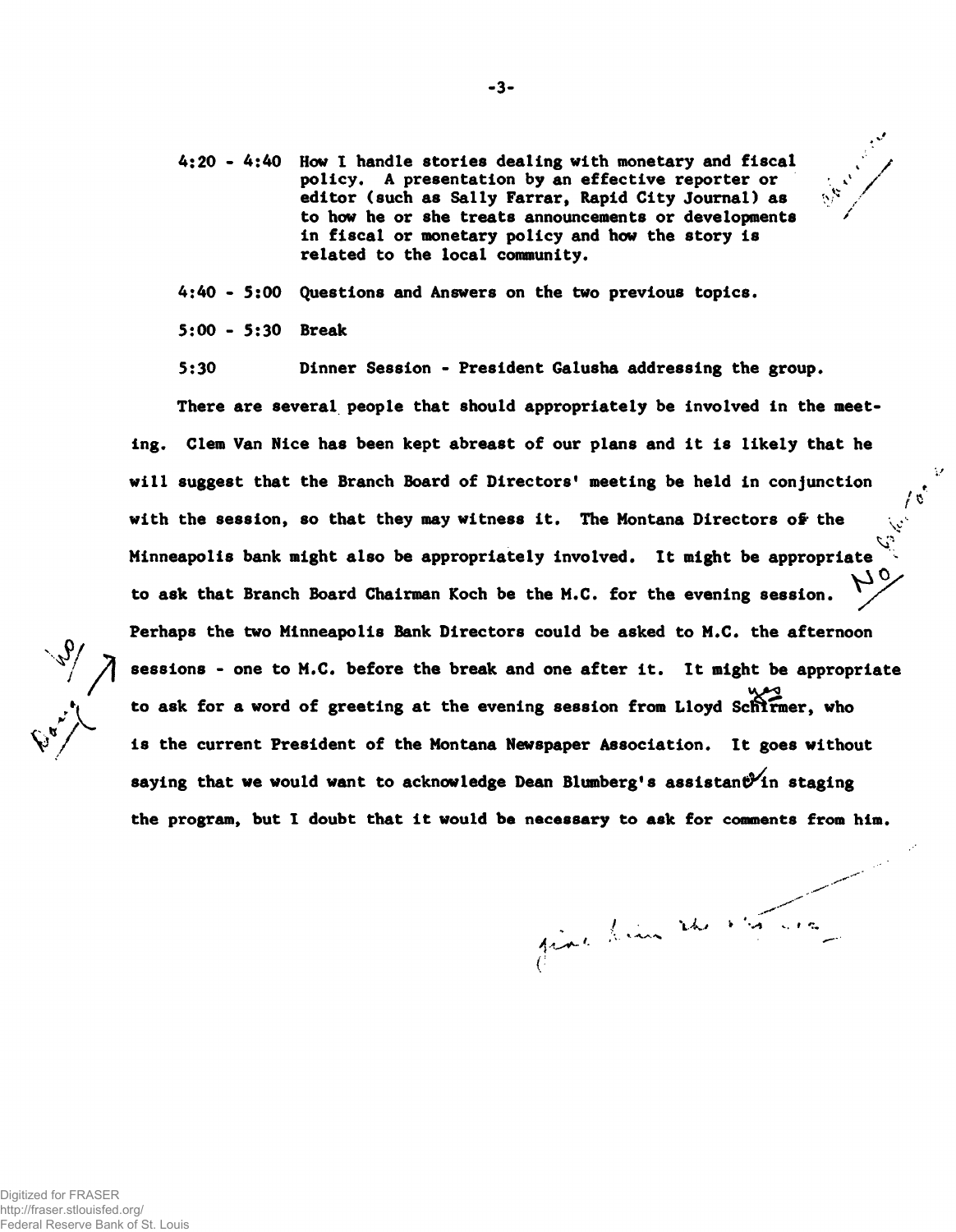4:20 - 4:40 How I handle stories dealing with monetary and fiscal policy. A presentation by an effective reporter or editor (such as Sally Farrar, Rapid City Journal) as to how he or she treats announcements or developments in fiscal or monetary policy and how the story is related to the local community.

4:40 - 5:00 Questions and Answers on the two previous topics.

5:00 - 5:30 Break

5:30 Dinner Session - President Galusha addressing the group.

There are several people that should appropriately be involved in the meeting. Clem Van Nice has been kept abreast of our plans and it is likely that he will suggest that the Branch Board of Directors' meeting be held in conjunction with the session, so that they may witness it. The Montana Directors of the Minneapolis bank might also be appropriately involved. It might be appropriate to ask that Branch Board Chairman Koch be the M.C. for the evening session. Perhaps the two Minneapolis Bank Directors could be asked to M.C. the afternoon sessions - one to M.C. before the break and one after it. It might be appropriate to ask for a word of greeting at the evening session from Lloyd Schirmer, who is the current President of the Montana Newspaper Association. It goes without saying that we would want to acknowledge Dean Blumberg's assistance in staging the program, but I doubt that it would be necessary to ask for comments from him.